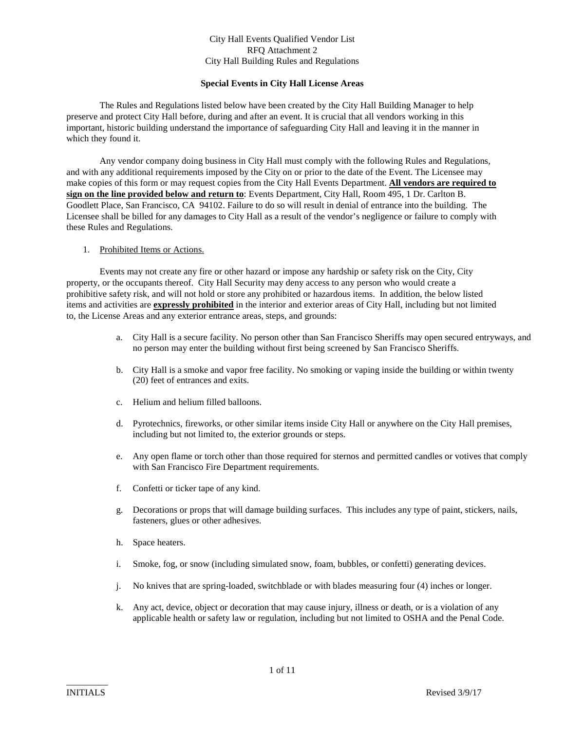City Hall Events Qualified Vendor List
RFQ Attachment 2
City Hall Building Rules and Regulations

**Special Events in City Hall License Areas**

The Rules and Regulations listed below have been created by the City Hall Building Manager to help preserve and protect City Hall before, during and after an event. It is crucial that all vendors working in this important, historic building understand the importance of safeguarding City Hall and leaving it in the manner in which they found it.

Any vendor company doing business in City Hall must comply with the following Rules and Regulations, and with any additional requirements imposed by the City on or prior to the date of the Event. The Licensee may make copies of this form or may request copies from the City Hall Events Department. **<u>All vendors are required to sign on the line provided below and return to</u>**: Events Department, City Hall, Room 495, 1 Dr. Carlton B. Goodlett Place, San Francisco, CA 94102. Failure to do so will result in denial of entrance into the building. The Licensee shall be billed for any damages to City Hall as a result of the vendor's negligence or failure to comply with these Rules and Regulations.

1. <u>Prohibited Items or Actions.</u>

Events may not create any fire or other hazard or impose any hardship or safety risk on the City, City property, or the occupants thereof. City Hall Security may deny access to any person who would create a prohibitive safety risk, and will not hold or store any prohibited or hazardous items. In addition, the below listed items and activities are **<u>expressly prohibited</u>** in the interior and exterior areas of City Hall, including but not limited to, the License Areas and any exterior entrance areas, steps, and grounds:

a. City Hall is a secure facility. No person other than San Francisco Sheriffs may open secured entryways, and no person may enter the building without first being screened by San Francisco Sheriffs.

b. City Hall is a smoke and vapor free facility. No smoking or vaping inside the building or within twenty (20) feet of entrances and exits.

c. Helium and helium filled balloons.

d. Pyrotechnics, fireworks, or other similar items inside City Hall or anywhere on the City Hall premises, including but not limited to, the exterior grounds or steps.

e. Any open flame or torch other than those required for sternos and permitted candles or votives that comply with San Francisco Fire Department requirements.

f. Confetti or ticker tape of any kind.

g. Decorations or props that will damage building surfaces. This includes any type of paint, stickers, nails, fasteners, glues or other adhesives.

h. Space heaters.

i. Smoke, fog, or snow (including simulated snow, foam, bubbles, or confetti) generating devices.

j. No knives that are spring-loaded, switchblade or with blades measuring four (4) inches or longer.

k. Any act, device, object or decoration that may cause injury, illness or death, or is a violation of any applicable health or safety law or regulation, including but not limited to OSHA and the Penal Code.

_________
INITIALS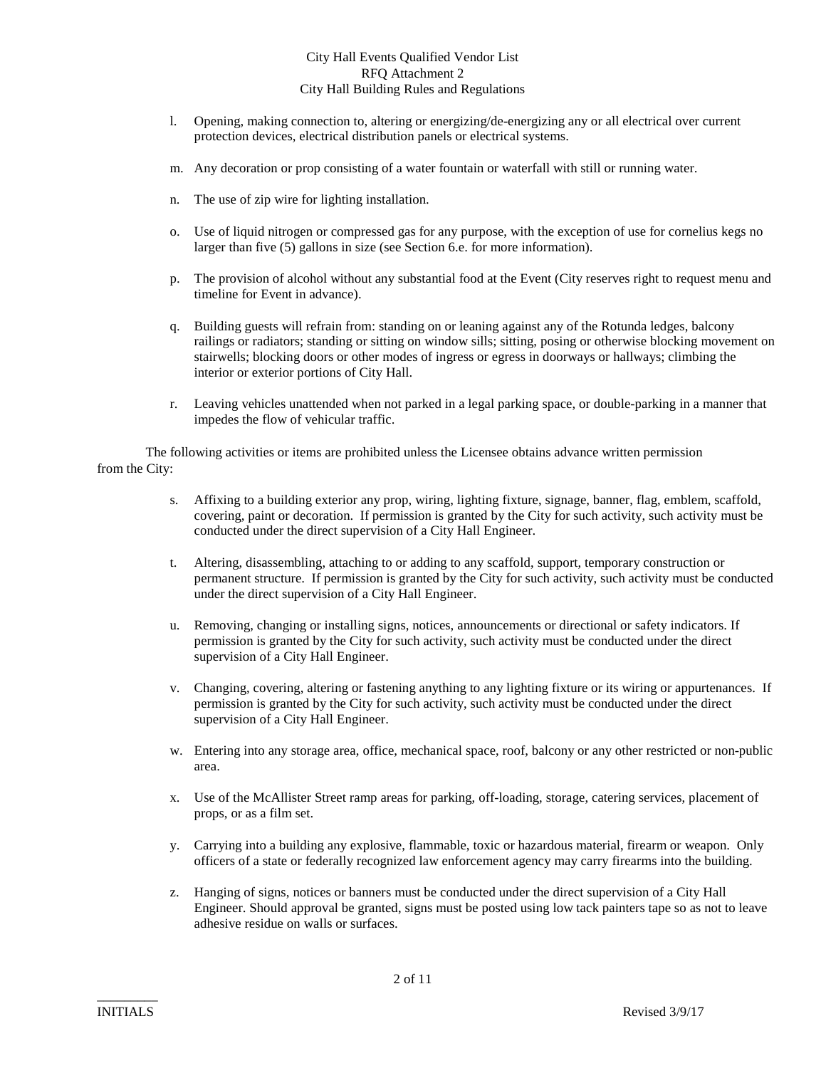l. Opening, making connection to, altering or energizing/de-energizing any or all electrical over current protection devices, electrical distribution panels or electrical systems.

m. Any decoration or prop consisting of a water fountain or waterfall with still or running water.

n. The use of zip wire for lighting installation.

o. Use of liquid nitrogen or compressed gas for any purpose, with the exception of use for cornelius kegs no larger than five (5) gallons in size (see Section 6.e. for more information).

p. The provision of alcohol without any substantial food at the Event (City reserves right to request menu and timeline for Event in advance).

q. Building guests will refrain from: standing on or leaning against any of the Rotunda ledges, balcony railings or radiators; standing or sitting on window sills; sitting, posing or otherwise blocking movement on stairwells; blocking doors or other modes of ingress or egress in doorways or hallways; climbing the interior or exterior portions of City Hall.

r. Leaving vehicles unattended when not parked in a legal parking space, or double-parking in a manner that impedes the flow of vehicular traffic.

The following activities or items are prohibited unless the Licensee obtains advance written permission from the City:

s. Affixing to a building exterior any prop, wiring, lighting fixture, signage, banner, flag, emblem, scaffold, covering, paint or decoration. If permission is granted by the City for such activity, such activity must be conducted under the direct supervision of a City Hall Engineer.

t. Altering, disassembling, attaching to or adding to any scaffold, support, temporary construction or permanent structure. If permission is granted by the City for such activity, such activity must be conducted under the direct supervision of a City Hall Engineer.

u. Removing, changing or installing signs, notices, announcements or directional or safety indicators. If permission is granted by the City for such activity, such activity must be conducted under the direct supervision of a City Hall Engineer.

v. Changing, covering, altering or fastening anything to any lighting fixture or its wiring or appurtenances. If permission is granted by the City for such activity, such activity must be conducted under the direct supervision of a City Hall Engineer.

w. Entering into any storage area, office, mechanical space, roof, balcony or any other restricted or non-public area.

x. Use of the McAllister Street ramp areas for parking, off-loading, storage, catering services, placement of props, or as a film set.

y. Carrying into a building any explosive, flammable, toxic or hazardous material, firearm or weapon. Only officers of a state or federally recognized law enforcement agency may carry firearms into the building.

z. Hanging of signs, notices or banners must be conducted under the direct supervision of a City Hall Engineer. Should approval be granted, signs must be posted using low tack painters tape so as not to leave adhesive residue on walls or surfaces.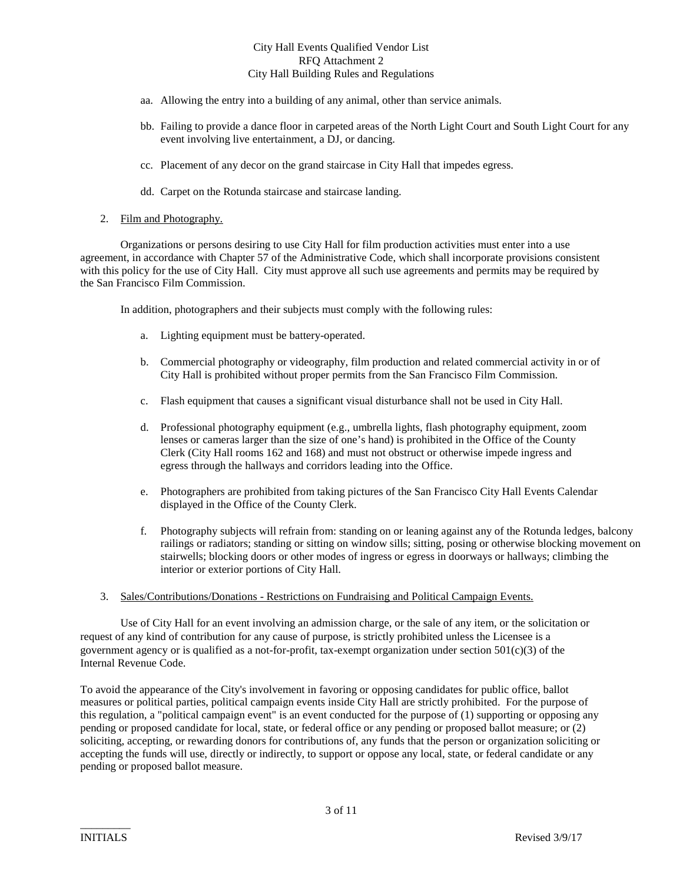aa. Allowing the entry into a building of any animal, other than service animals.

bb. Failing to provide a dance floor in carpeted areas of the North Light Court and South Light Court for any event involving live entertainment, a DJ, or dancing.

cc. Placement of any decor on the grand staircase in City Hall that impedes egress.

dd. Carpet on the Rotunda staircase and staircase landing.

2. Film and Photography.

Organizations or persons desiring to use City Hall for film production activities must enter into a use agreement, in accordance with Chapter 57 of the Administrative Code, which shall incorporate provisions consistent with this policy for the use of City Hall. City must approve all such use agreements and permits may be required by the San Francisco Film Commission.

In addition, photographers and their subjects must comply with the following rules:

a. Lighting equipment must be battery-operated.

b. Commercial photography or videography, film production and related commercial activity in or of City Hall is prohibited without proper permits from the San Francisco Film Commission.

c. Flash equipment that causes a significant visual disturbance shall not be used in City Hall.

d. Professional photography equipment (e.g., umbrella lights, flash photography equipment, zoom lenses or cameras larger than the size of one's hand) is prohibited in the Office of the County Clerk (City Hall rooms 162 and 168) and must not obstruct or otherwise impede ingress and egress through the hallways and corridors leading into the Office.

e. Photographers are prohibited from taking pictures of the San Francisco City Hall Events Calendar displayed in the Office of the County Clerk.

f. Photography subjects will refrain from: standing on or leaning against any of the Rotunda ledges, balcony railings or radiators; standing or sitting on window sills; sitting, posing or otherwise blocking movement on stairwells; blocking doors or other modes of ingress or egress in doorways or hallways; climbing the interior or exterior portions of City Hall.

3. Sales/Contributions/Donations - Restrictions on Fundraising and Political Campaign Events.

Use of City Hall for an event involving an admission charge, or the sale of any item, or the solicitation or request of any kind of contribution for any cause of purpose, is strictly prohibited unless the Licensee is a government agency or is qualified as a not-for-profit, tax-exempt organization under section 501(c)(3) of the Internal Revenue Code.

To avoid the appearance of the City's involvement in favoring or opposing candidates for public office, ballot measures or political parties, political campaign events inside City Hall are strictly prohibited. For the purpose of this regulation, a "political campaign event" is an event conducted for the purpose of (1) supporting or opposing any pending or proposed candidate for local, state, or federal office or any pending or proposed ballot measure; or (2) soliciting, accepting, or rewarding donors for contributions of, any funds that the person or organization soliciting or accepting the funds will use, directly or indirectly, to support or oppose any local, state, or federal candidate or any pending or proposed ballot measure.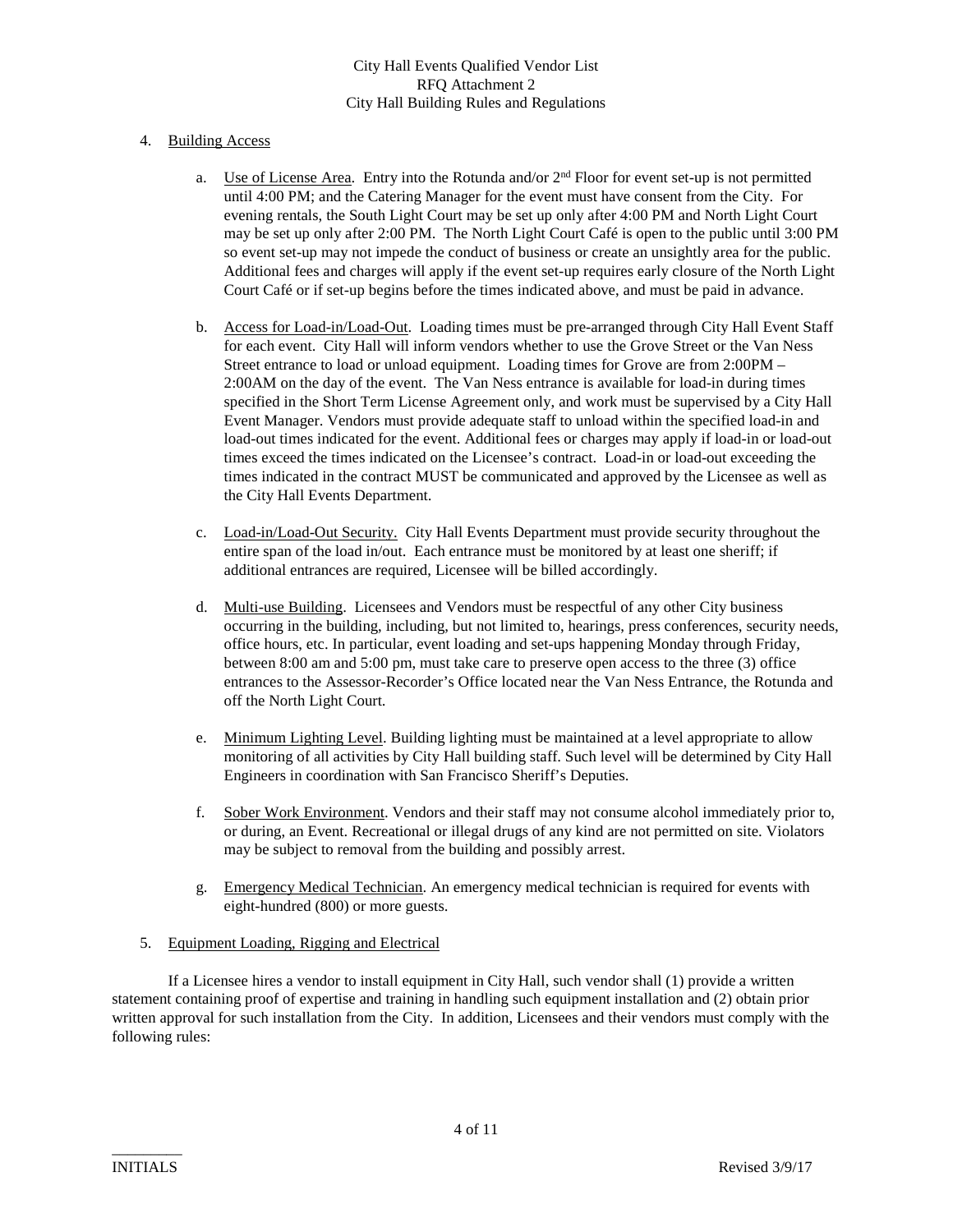4. Building Access

   a. Use of License Area. Entry into the Rotunda and/or 2nd Floor for event set-up is not permitted until 4:00 PM; and the Catering Manager for the event must have consent from the City. For evening rentals, the South Light Court may be set up only after 4:00 PM and North Light Court may be set up only after 2:00 PM. The North Light Court Café is open to the public until 3:00 PM so event set-up may not impede the conduct of business or create an unsightly area for the public. Additional fees and charges will apply if the event set-up requires early closure of the North Light Court Café or if set-up begins before the times indicated above, and must be paid in advance.

   b. Access for Load-in/Load-Out. Loading times must be pre-arranged through City Hall Event Staff for each event. City Hall will inform vendors whether to use the Grove Street or the Van Ness Street entrance to load or unload equipment. Loading times for Grove are from 2:00PM – 2:00AM on the day of the event. The Van Ness entrance is available for load-in during times specified in the Short Term License Agreement only, and work must be supervised by a City Hall Event Manager. Vendors must provide adequate staff to unload within the specified load-in and load-out times indicated for the event. Additional fees or charges may apply if load-in or load-out times exceed the times indicated on the Licensee's contract. Load-in or load-out exceeding the times indicated in the contract MUST be communicated and approved by the Licensee as well as the City Hall Events Department.

   c. Load-in/Load-Out Security. City Hall Events Department must provide security throughout the entire span of the load in/out. Each entrance must be monitored by at least one sheriff; if additional entrances are required, Licensee will be billed accordingly.

   d. Multi-use Building. Licensees and Vendors must be respectful of any other City business occurring in the building, including, but not limited to, hearings, press conferences, security needs, office hours, etc. In particular, event loading and set-ups happening Monday through Friday, between 8:00 am and 5:00 pm, must take care to preserve open access to the three (3) office entrances to the Assessor-Recorder's Office located near the Van Ness Entrance, the Rotunda and off the North Light Court.

   e. Minimum Lighting Level. Building lighting must be maintained at a level appropriate to allow monitoring of all activities by City Hall building staff. Such level will be determined by City Hall Engineers in coordination with San Francisco Sheriff's Deputies.

   f. Sober Work Environment. Vendors and their staff may not consume alcohol immediately prior to, or during, an Event. Recreational or illegal drugs of any kind are not permitted on site. Violators may be subject to removal from the building and possibly arrest.

   g. Emergency Medical Technician. An emergency medical technician is required for events with eight-hundred (800) or more guests.

5. Equipment Loading, Rigging and Electrical

If a Licensee hires a vendor to install equipment in City Hall, such vendor shall (1) provide a written statement containing proof of expertise and training in handling such equipment installation and (2) obtain prior written approval for such installation from the City. In addition, Licensees and their vendors must comply with the following rules: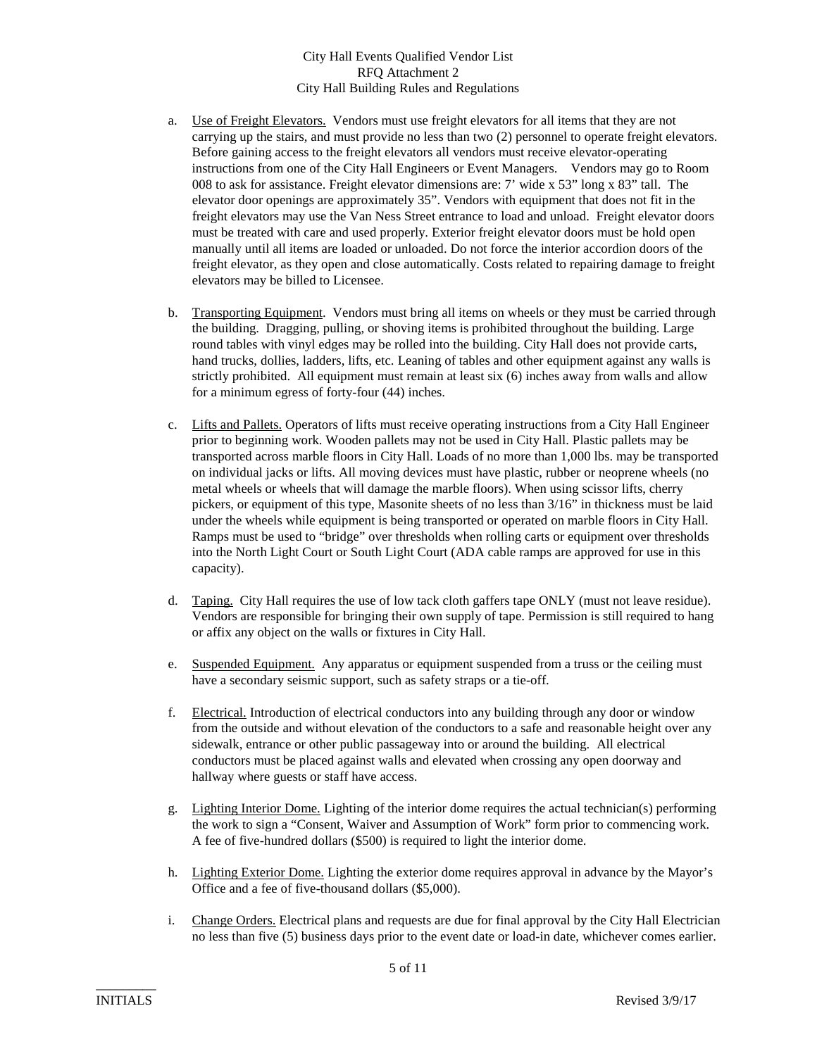City Hall Events Qualified Vendor List
RFQ Attachment 2
City Hall Building Rules and Regulations

a. Use of Freight Elevators. Vendors must use freight elevators for all items that they are not carrying up the stairs, and must provide no less than two (2) personnel to operate freight elevators. Before gaining access to the freight elevators all vendors must receive elevator-operating instructions from one of the City Hall Engineers or Event Managers. Vendors may go to Room 008 to ask for assistance. Freight elevator dimensions are: 7' wide x 53" long x 83" tall. The elevator door openings are approximately 35". Vendors with equipment that does not fit in the freight elevators may use the Van Ness Street entrance to load and unload. Freight elevator doors must be treated with care and used properly. Exterior freight elevator doors must be hold open manually until all items are loaded or unloaded. Do not force the interior accordion doors of the freight elevator, as they open and close automatically. Costs related to repairing damage to freight elevators may be billed to Licensee.

b. Transporting Equipment. Vendors must bring all items on wheels or they must be carried through the building. Dragging, pulling, or shoving items is prohibited throughout the building. Large round tables with vinyl edges may be rolled into the building. City Hall does not provide carts, hand trucks, dollies, ladders, lifts, etc. Leaning of tables and other equipment against any walls is strictly prohibited. All equipment must remain at least six (6) inches away from walls and allow for a minimum egress of forty-four (44) inches.

c. Lifts and Pallets. Operators of lifts must receive operating instructions from a City Hall Engineer prior to beginning work. Wooden pallets may not be used in City Hall. Plastic pallets may be transported across marble floors in City Hall. Loads of no more than 1,000 lbs. may be transported on individual jacks or lifts. All moving devices must have plastic, rubber or neoprene wheels (no metal wheels or wheels that will damage the marble floors). When using scissor lifts, cherry pickers, or equipment of this type, Masonite sheets of no less than 3/16" in thickness must be laid under the wheels while equipment is being transported or operated on marble floors in City Hall. Ramps must be used to "bridge" over thresholds when rolling carts or equipment over thresholds into the North Light Court or South Light Court (ADA cable ramps are approved for use in this capacity).

d. Taping. City Hall requires the use of low tack cloth gaffers tape ONLY (must not leave residue). Vendors are responsible for bringing their own supply of tape. Permission is still required to hang or affix any object on the walls or fixtures in City Hall.

e. Suspended Equipment. Any apparatus or equipment suspended from a truss or the ceiling must have a secondary seismic support, such as safety straps or a tie-off.

f. Electrical. Introduction of electrical conductors into any building through any door or window from the outside and without elevation of the conductors to a safe and reasonable height over any sidewalk, entrance or other public passageway into or around the building. All electrical conductors must be placed against walls and elevated when crossing any open doorway and hallway where guests or staff have access.

g. Lighting Interior Dome. Lighting of the interior dome requires the actual technician(s) performing the work to sign a "Consent, Waiver and Assumption of Work" form prior to commencing work. A fee of five-hundred dollars ($500) is required to light the interior dome.

h. Lighting Exterior Dome. Lighting the exterior dome requires approval in advance by the Mayor's Office and a fee of five-thousand dollars ($5,000).

i. Change Orders. Electrical plans and requests are due for final approval by the City Hall Electrician no less than five (5) business days prior to the event date or load-in date, whichever comes earlier.

_________
INITIALS

Revised 3/9/17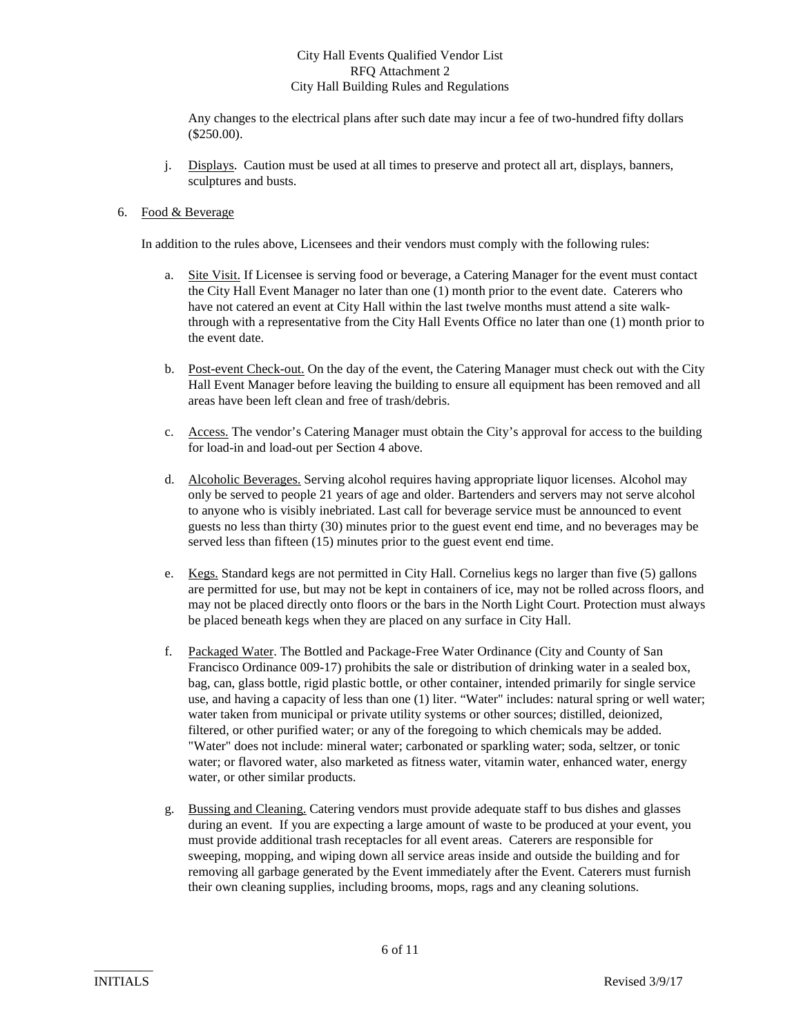Any changes to the electrical plans after such date may incur a fee of two-hundred fifty dollars ($250.00).

j. Displays. Caution must be used at all times to preserve and protect all art, displays, banners, sculptures and busts.

6. Food & Beverage

In addition to the rules above, Licensees and their vendors must comply with the following rules:

a. Site Visit. If Licensee is serving food or beverage, a Catering Manager for the event must contact the City Hall Event Manager no later than one (1) month prior to the event date. Caterers who have not catered an event at City Hall within the last twelve months must attend a site walk-through with a representative from the City Hall Events Office no later than one (1) month prior to the event date.

b. Post-event Check-out. On the day of the event, the Catering Manager must check out with the City Hall Event Manager before leaving the building to ensure all equipment has been removed and all areas have been left clean and free of trash/debris.

c. Access. The vendor's Catering Manager must obtain the City's approval for access to the building for load-in and load-out per Section 4 above.

d. Alcoholic Beverages. Serving alcohol requires having appropriate liquor licenses. Alcohol may only be served to people 21 years of age and older. Bartenders and servers may not serve alcohol to anyone who is visibly inebriated. Last call for beverage service must be announced to event guests no less than thirty (30) minutes prior to the guest event end time, and no beverages may be served less than fifteen (15) minutes prior to the guest event end time.

e. Kegs. Standard kegs are not permitted in City Hall. Cornelius kegs no larger than five (5) gallons are permitted for use, but may not be kept in containers of ice, may not be rolled across floors, and may not be placed directly onto floors or the bars in the North Light Court. Protection must always be placed beneath kegs when they are placed on any surface in City Hall.

f. Packaged Water. The Bottled and Package-Free Water Ordinance (City and County of San Francisco Ordinance 009-17) prohibits the sale or distribution of drinking water in a sealed box, bag, can, glass bottle, rigid plastic bottle, or other container, intended primarily for single service use, and having a capacity of less than one (1) liter. "Water" includes: natural spring or well water; water taken from municipal or private utility systems or other sources; distilled, deionized, filtered, or other purified water; or any of the foregoing to which chemicals may be added. "Water" does not include: mineral water; carbonated or sparkling water; soda, seltzer, or tonic water; or flavored water, also marketed as fitness water, vitamin water, enhanced water, energy water, or other similar products.

g. Bussing and Cleaning. Catering vendors must provide adequate staff to bus dishes and glasses during an event. If you are expecting a large amount of waste to be produced at your event, you must provide additional trash receptacles for all event areas. Caterers are responsible for sweeping, mopping, and wiping down all service areas inside and outside the building and for removing all garbage generated by the Event immediately after the Event. Caterers must furnish their own cleaning supplies, including brooms, mops, rags and any cleaning solutions.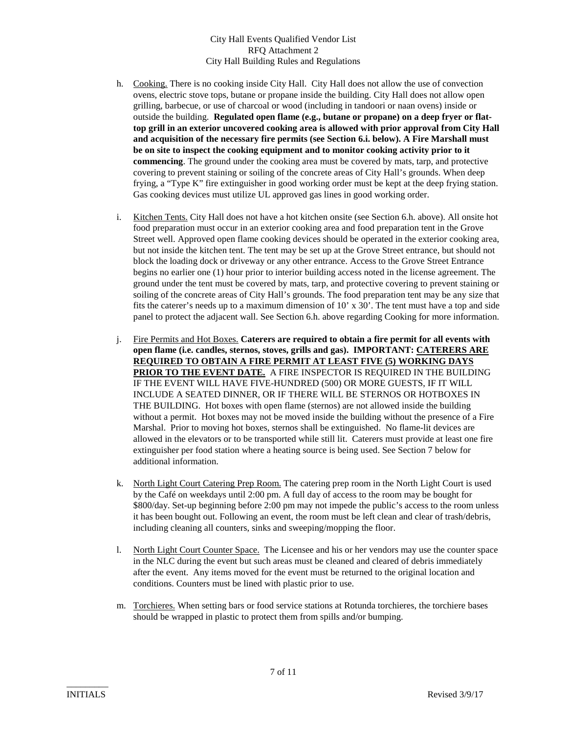h. Cooking. There is no cooking inside City Hall. City Hall does not allow the use of convection ovens, electric stove tops, butane or propane inside the building. City Hall does not allow open grilling, barbecue, or use of charcoal or wood (including in tandoori or naan ovens) inside or outside the building. **Regulated open flame (e.g., butane or propane) on a deep fryer or flat-top grill in an exterior uncovered cooking area is allowed with prior approval from City Hall and acquisition of the necessary fire permits (see Section 6.i. below). A Fire Marshall must be on site to inspect the cooking equipment and to monitor cooking activity prior to it commencing**. The ground under the cooking area must be covered by mats, tarp, and protective covering to prevent staining or soiling of the concrete areas of City Hall's grounds. When deep frying, a "Type K" fire extinguisher in good working order must be kept at the deep frying station. Gas cooking devices must utilize UL approved gas lines in good working order.

i. Kitchen Tents. City Hall does not have a hot kitchen onsite (see Section 6.h. above). All onsite hot food preparation must occur in an exterior cooking area and food preparation tent in the Grove Street well. Approved open flame cooking devices should be operated in the exterior cooking area, but not inside the kitchen tent. The tent may be set up at the Grove Street entrance, but should not block the loading dock or driveway or any other entrance. Access to the Grove Street Entrance begins no earlier one (1) hour prior to interior building access noted in the license agreement. The ground under the tent must be covered by mats, tarp, and protective covering to prevent staining or soiling of the concrete areas of City Hall's grounds. The food preparation tent may be any size that fits the caterer's needs up to a maximum dimension of 10' x 30'. The tent must have a top and side panel to protect the adjacent wall. See Section 6.h. above regarding Cooking for more information.

j. Fire Permits and Hot Boxes. **Caterers are required to obtain a fire permit for all events with open flame (i.e. candles, sternos, stoves, grills and gas). IMPORTANT: CATERERS ARE REQUIRED TO OBTAIN A FIRE PERMIT AT LEAST FIVE (5) WORKING DAYS PRIOR TO THE EVENT DATE.** A FIRE INSPECTOR IS REQUIRED IN THE BUILDING IF THE EVENT WILL HAVE FIVE-HUNDRED (500) OR MORE GUESTS, IF IT WILL INCLUDE A SEATED DINNER, OR IF THERE WILL BE STERNOS OR HOTBOXES IN THE BUILDING. Hot boxes with open flame (sternos) are not allowed inside the building without a permit. Hot boxes may not be moved inside the building without the presence of a Fire Marshal. Prior to moving hot boxes, sternos shall be extinguished. No flame-lit devices are allowed in the elevators or to be transported while still lit. Caterers must provide at least one fire extinguisher per food station where a heating source is being used. See Section 7 below for additional information.

k. North Light Court Catering Prep Room. The catering prep room in the North Light Court is used by the Café on weekdays until 2:00 pm. A full day of access to the room may be bought for $800/day. Set-up beginning before 2:00 pm may not impede the public's access to the room unless it has been bought out. Following an event, the room must be left clean and clear of trash/debris, including cleaning all counters, sinks and sweeping/mopping the floor.

l. North Light Court Counter Space. The Licensee and his or her vendors may use the counter space in the NLC during the event but such areas must be cleaned and cleared of debris immediately after the event. Any items moved for the event must be returned to the original location and conditions. Counters must be lined with plastic prior to use.

m. Torchieres. When setting bars or food service stations at Rotunda torchieres, the torchiere bases should be wrapped in plastic to protect them from spills and/or bumping.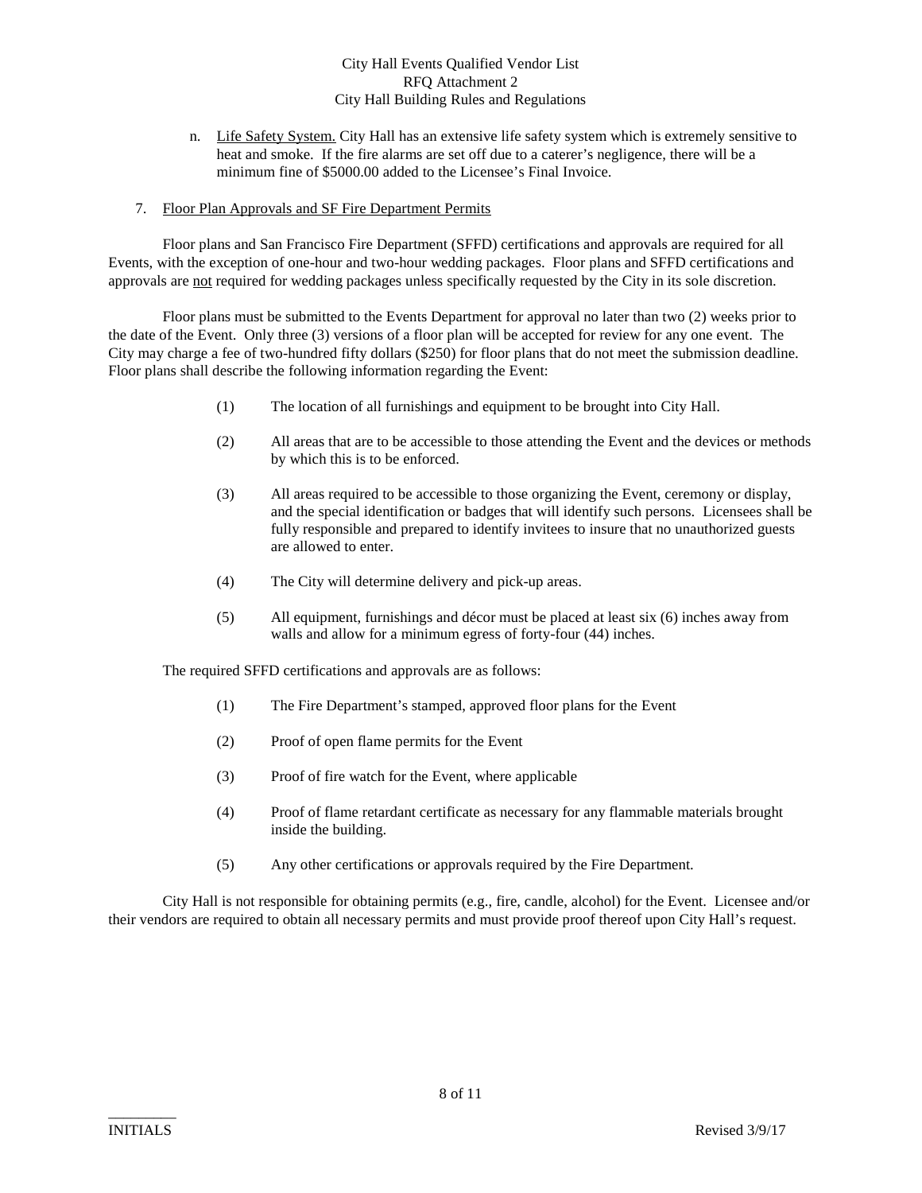n. Life Safety System. City Hall has an extensive life safety system which is extremely sensitive to heat and smoke. If the fire alarms are set off due to a caterer's negligence, there will be a minimum fine of $5000.00 added to the Licensee's Final Invoice.

7. Floor Plan Approvals and SF Fire Department Permits

Floor plans and San Francisco Fire Department (SFFD) certifications and approvals are required for all Events, with the exception of one-hour and two-hour wedding packages. Floor plans and SFFD certifications and approvals are not required for wedding packages unless specifically requested by the City in its sole discretion.

Floor plans must be submitted to the Events Department for approval no later than two (2) weeks prior to the date of the Event. Only three (3) versions of a floor plan will be accepted for review for any one event. The City may charge a fee of two-hundred fifty dollars ($250) for floor plans that do not meet the submission deadline. Floor plans shall describe the following information regarding the Event:

(1) The location of all furnishings and equipment to be brought into City Hall.

(2) All areas that are to be accessible to those attending the Event and the devices or methods by which this is to be enforced.

(3) All areas required to be accessible to those organizing the Event, ceremony or display, and the special identification or badges that will identify such persons. Licensees shall be fully responsible and prepared to identify invitees to insure that no unauthorized guests are allowed to enter.

(4) The City will determine delivery and pick-up areas.

(5) All equipment, furnishings and décor must be placed at least six (6) inches away from walls and allow for a minimum egress of forty-four (44) inches.

The required SFFD certifications and approvals are as follows:

(1) The Fire Department's stamped, approved floor plans for the Event

(2) Proof of open flame permits for the Event

(3) Proof of fire watch for the Event, where applicable

(4) Proof of flame retardant certificate as necessary for any flammable materials brought inside the building.

(5) Any other certifications or approvals required by the Fire Department.

City Hall is not responsible for obtaining permits (e.g., fire, candle, alcohol) for the Event. Licensee and/or their vendors are required to obtain all necessary permits and must provide proof thereof upon City Hall's request.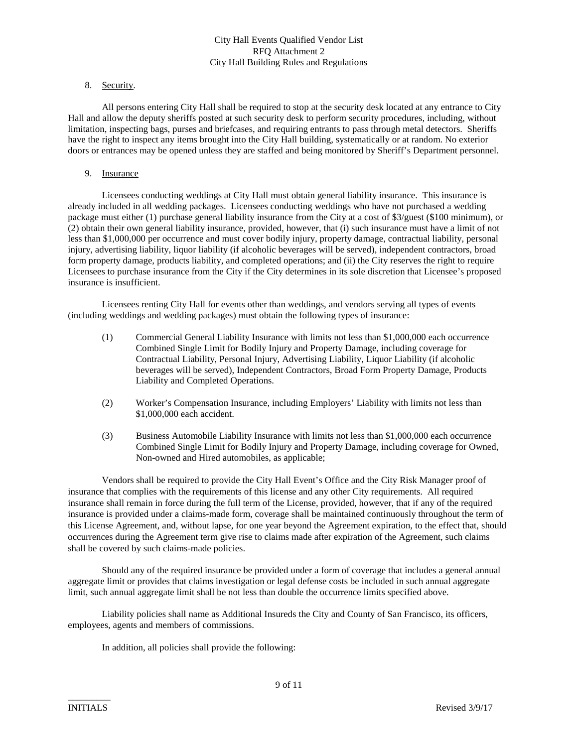8. <u>Security</u>.

All persons entering City Hall shall be required to stop at the security desk located at any entrance to City Hall and allow the deputy sheriffs posted at such security desk to perform security procedures, including, without limitation, inspecting bags, purses and briefcases, and requiring entrants to pass through metal detectors. Sheriffs have the right to inspect any items brought into the City Hall building, systematically or at random. No exterior doors or entrances may be opened unless they are staffed and being monitored by Sheriff's Department personnel.

9. <u>Insurance</u>

Licensees conducting weddings at City Hall must obtain general liability insurance. This insurance is already included in all wedding packages. Licensees conducting weddings who have not purchased a wedding package must either (1) purchase general liability insurance from the City at a cost of $3/guest ($100 minimum), or (2) obtain their own general liability insurance, provided, however, that (i) such insurance must have a limit of not less than $1,000,000 per occurrence and must cover bodily injury, property damage, contractual liability, personal injury, advertising liability, liquor liability (if alcoholic beverages will be served), independent contractors, broad form property damage, products liability, and completed operations; and (ii) the City reserves the right to require Licensees to purchase insurance from the City if the City determines in its sole discretion that Licensee's proposed insurance is insufficient.

Licensees renting City Hall for events other than weddings, and vendors serving all types of events (including weddings and wedding packages) must obtain the following types of insurance:

(1) Commercial General Liability Insurance with limits not less than $1,000,000 each occurrence Combined Single Limit for Bodily Injury and Property Damage, including coverage for Contractual Liability, Personal Injury, Advertising Liability, Liquor Liability (if alcoholic beverages will be served), Independent Contractors, Broad Form Property Damage, Products Liability and Completed Operations.

(2) Worker's Compensation Insurance, including Employers' Liability with limits not less than $1,000,000 each accident.

(3) Business Automobile Liability Insurance with limits not less than $1,000,000 each occurrence Combined Single Limit for Bodily Injury and Property Damage, including coverage for Owned, Non-owned and Hired automobiles, as applicable;

Vendors shall be required to provide the City Hall Event's Office and the City Risk Manager proof of insurance that complies with the requirements of this license and any other City requirements. All required insurance shall remain in force during the full term of the License, provided, however, that if any of the required insurance is provided under a claims-made form, coverage shall be maintained continuously throughout the term of this License Agreement, and, without lapse, for one year beyond the Agreement expiration, to the effect that, should occurrences during the Agreement term give rise to claims made after expiration of the Agreement, such claims shall be covered by such claims-made policies.

Should any of the required insurance be provided under a form of coverage that includes a general annual aggregate limit or provides that claims investigation or legal defense costs be included in such annual aggregate limit, such annual aggregate limit shall be not less than double the occurrence limits specified above.

Liability policies shall name as Additional Insureds the City and County of San Francisco, its officers, employees, agents and members of commissions.

In addition, all policies shall provide the following:

_________
INITIALS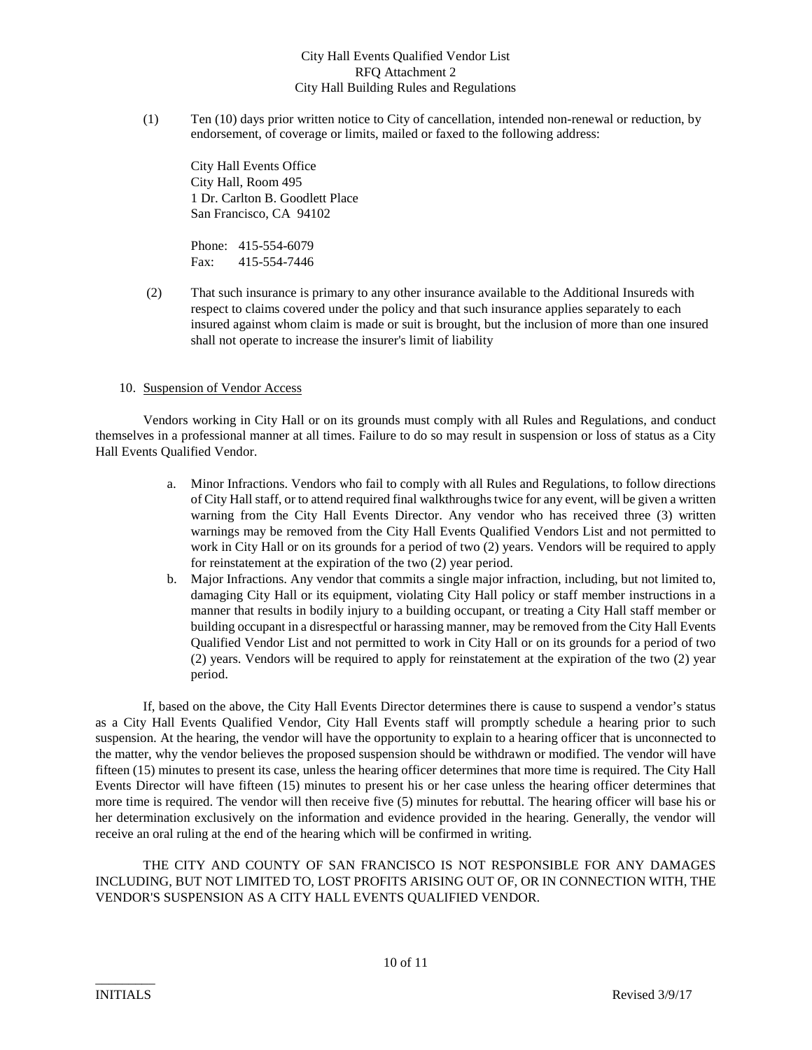(1) Ten (10) days prior written notice to City of cancellation, intended non-renewal or reduction, by endorsement, of coverage or limits, mailed or faxed to the following address:

City Hall Events Office
City Hall, Room 495
1 Dr. Carlton B. Goodlett Place
San Francisco, CA 94102

Phone: 415-554-6079
Fax: 415-554-7446

(2) That such insurance is primary to any other insurance available to the Additional Insureds with respect to claims covered under the policy and that such insurance applies separately to each insured against whom claim is made or suit is brought, but the inclusion of more than one insured shall not operate to increase the insurer's limit of liability

10. Suspension of Vendor Access

Vendors working in City Hall or on its grounds must comply with all Rules and Regulations, and conduct themselves in a professional manner at all times. Failure to do so may result in suspension or loss of status as a City Hall Events Qualified Vendor.

a. Minor Infractions. Vendors who fail to comply with all Rules and Regulations, to follow directions of City Hall staff, or to attend required final walkthroughs twice for any event, will be given a written warning from the City Hall Events Director. Any vendor who has received three (3) written warnings may be removed from the City Hall Events Qualified Vendors List and not permitted to work in City Hall or on its grounds for a period of two (2) years. Vendors will be required to apply for reinstatement at the expiration of the two (2) year period.

b. Major Infractions. Any vendor that commits a single major infraction, including, but not limited to, damaging City Hall or its equipment, violating City Hall policy or staff member instructions in a manner that results in bodily injury to a building occupant, or treating a City Hall staff member or building occupant in a disrespectful or harassing manner, may be removed from the City Hall Events Qualified Vendor List and not permitted to work in City Hall or on its grounds for a period of two (2) years. Vendors will be required to apply for reinstatement at the expiration of the two (2) year period.

If, based on the above, the City Hall Events Director determines there is cause to suspend a vendor's status as a City Hall Events Qualified Vendor, City Hall Events staff will promptly schedule a hearing prior to such suspension. At the hearing, the vendor will have the opportunity to explain to a hearing officer that is unconnected to the matter, why the vendor believes the proposed suspension should be withdrawn or modified. The vendor will have fifteen (15) minutes to present its case, unless the hearing officer determines that more time is required. The City Hall Events Director will have fifteen (15) minutes to present his or her case unless the hearing officer determines that more time is required. The vendor will then receive five (5) minutes for rebuttal. The hearing officer will base his or her determination exclusively on the information and evidence provided in the hearing. Generally, the vendor will receive an oral ruling at the end of the hearing which will be confirmed in writing.

THE CITY AND COUNTY OF SAN FRANCISCO IS NOT RESPONSIBLE FOR ANY DAMAGES INCLUDING, BUT NOT LIMITED TO, LOST PROFITS ARISING OUT OF, OR IN CONNECTION WITH, THE VENDOR'S SUSPENSION AS A CITY HALL EVENTS QUALIFIED VENDOR.

_________
INITIALS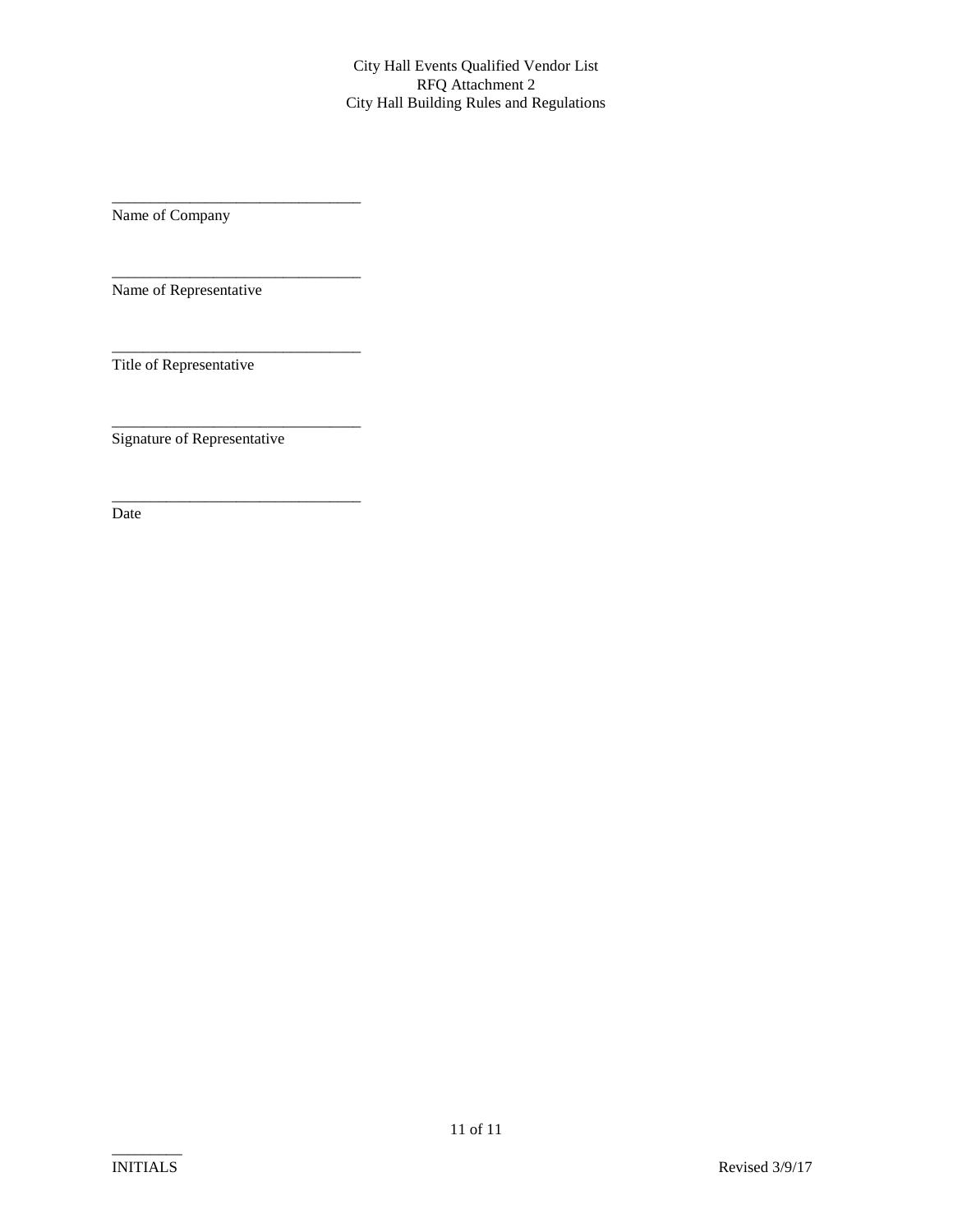\_\_\_\_\_\_\_\_\_\_\_\_\_\_\_\_\_\_\_\_\_\_\_\_\_\_\_\_\_\_\_\_

Name of Company

\_\_\_\_\_\_\_\_\_\_\_\_\_\_\_\_\_\_\_\_\_\_\_\_\_\_\_\_\_\_\_\_

Name of Representative

\_\_\_\_\_\_\_\_\_\_\_\_\_\_\_\_\_\_\_\_\_\_\_\_\_\_\_\_\_\_\_\_

Title of Representative

\_\_\_\_\_\_\_\_\_\_\_\_\_\_\_\_\_\_\_\_\_\_\_\_\_\_\_\_\_\_\_\_

Signature of Representative

\_\_\_\_\_\_\_\_\_\_\_\_\_\_\_\_\_\_\_\_\_\_\_\_\_\_\_\_\_\_\_\_

Date